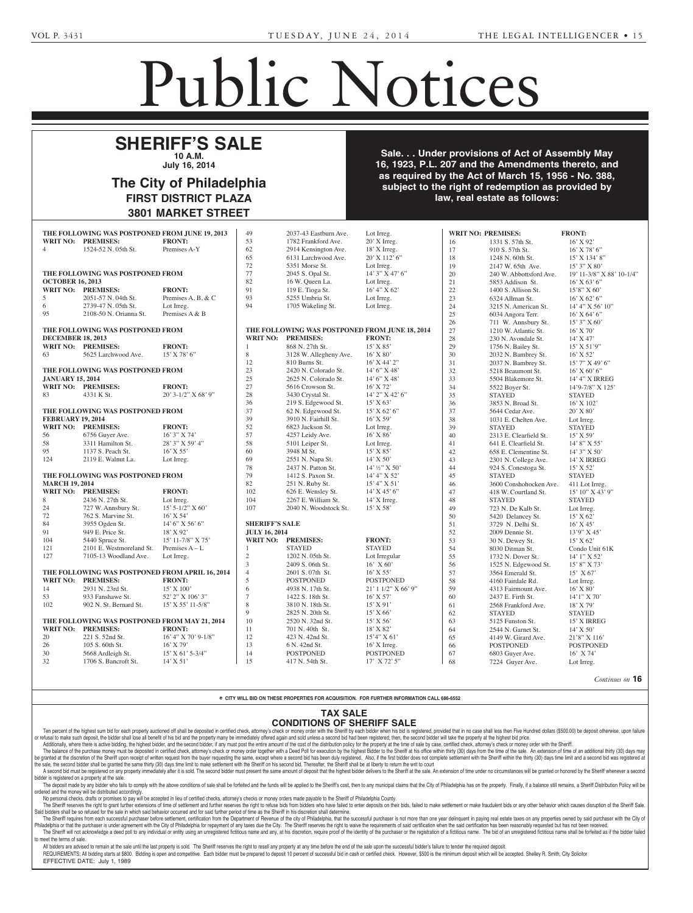# Public Notices

## SHERIFF'S SALE

**10 A.M.**
**July 16, 2014**

## The City of Philadelphia

**FIRST DISTRICT PLAZA**
**3801 MARKET STREET**

**Sale. . . Under provisions of Act of Assembly May 16, 1923, P.L. 207 and the Amendments thereto, and as required by the Act of March 15, 1956 - No. 388, subject to the right of redemption as provided by law, real estate as follows:**

**THE FOLLOWING WAS POSTPONED FROM JUNE 19, 2013**

| WRIT NO: | PREMISES: | FRONT: |
|---|---|---|
| 4 | 1524-52 N. 05th St. | Premises A-Y |

**THE FOLLOWING WAS POSTPONED FROM OCTOBER 16, 2013**

| WRIT NO: | PREMISES: | FRONT: |
|---|---|---|
| 5 | 2051-57 N. 04th St. | Premises A, B, & C |
| 6 | 2739-47 N. 05th St. | Lot Irreg. |
| 95 | 2108-50 N. Orianna St. | Premises A & B |

**THE FOLLOWING WAS POSTPONED FROM DECEMBER 18, 2013**

| WRIT NO: | PREMISES: | FRONT: |
|---|---|---|
| 63 | 5625 Larchwood Ave. | 15' X 78' 6" |

**THE FOLLOWING WAS POSTPONED FROM JANUARY 15, 2014**

| WRIT NO: | PREMISES: | FRONT: |
|---|---|---|
| 83 | 4331 K St. | 20' 3-1/2" X 68' 9" |

**THE FOLLOWING WAS POSTPONED FROM FEBRUARY 19, 2014**

| WRIT NO: | PREMISES: | FRONT: |
|---|---|---|
| 56 | 6756 Guyer Ave. | 16' 3" X 74' |
| 58 | 3311 Hamilton St. | 28' 3" X 59' 4" |
| 95 | 1137 S. Peach St. | 16' X 55' |
| 124 | 2119 E. Walnut La. | Lot Irreg. |

**THE FOLLOWING WAS POSTPONED FROM MARCH 19, 2014**

| WRIT NO: | PREMISES: | FRONT: |
|---|---|---|
| 8 | 2436 N. 27th St. | Lot Irreg. |
| 24 | 727 W. Annsbury St. | 15' 5-1/2" X 60' |
| 72 | 762 S. Marvine St. | 16' X 54' |
| 84 | 3955 Ogden St. | 14' 6" X 56' 6" |
| 91 | 949 E. Price St. | 18' X 92' |
| 104 | 5440 Spruce St. | 15' 11-7/8" X 75' |
| 121 | 2101 E. Westmoreland St. | Premises A – L |
| 127 | 7105-13 Woodland Ave. | Lot Irreg. |

**THE FOLLOWING WAS POSTPONED FROM APRIL 16, 2014**

| WRIT NO: | PREMISES: | FRONT: |
|---|---|---|
| 14 | 2931 N. 23rd St. | 15' X 100' |
| 53 | 933 Fanshawe St. | 52' 2" X 106' 3" |
| 102 | 902 N. St. Bernard St. | 15' X 55' 11-5/8" |

**THE FOLLOWING WAS POSTPONED FROM MAY 21, 2014**

| WRIT NO: | PREMISES: | FRONT: |
|---|---|---|
| 20 | 221 S. 52nd St. | 16' 4" X 70' 9-1/8" |
| 26 | 105 S. 60th St. | 16' X 79' |
| 30 | 5668 Ardleigh St. | 15' X 61' 5-3/4" |
| 32 | 1706 S. Bancroft St. | 14' X 51' |
| 49 | 2037-43 Eastburn Ave. | Lot Irreg. |
| 53 | 1782 Frankford Ave. | 20' X Irreg. |
| 62 | 2914 Kensington Ave. | 18' X Irreg. |
| 65 | 6131 Larchwood Ave. | 20' X 112' 6" |
| 72 | 5351 Morse St. | Lot Irreg. |
| 77 | 2045 S. Opal St. | 14' 3" X 47' 6" |
| 82 | 16 W. Queen La. | Lot Irreg. |
| 91 | 119 E. Tioga St. | 16' 4" X 62' |
| 93 | 5255 Umbria St. | Lot Irreg. |
| 94 | 1705 Wakeling St. | Lot Irreg. |

**THE FOLLOWING WAS POSTPONED FROM JUNE 18, 2014**

| WRIT NO: | PREMISES: | FRONT: |
|---|---|---|
| 1 | 868 N. 27th St. | 15' X 85' |
| 8 | 3128 W. Allegheny Ave. | 16' X 80' |
| 12 | 810 Burns St. | 16' X 44' 2" |
| 23 | 2420 N. Colorado St. | 14' 6" X 48' |
| 25 | 2625 N. Colorado St. | 14' 6" X 48' |
| 27 | 5616 Crowson St. | 16' X 72' |
| 28 | 3430 Crystal St. | 14' 2" X 42' 6" |
| 36 | 219 S. Edgewood St. | 15' X 63' |
| 37 | 62 N. Edgewood St. | 15' X 62' 6" |
| 39 | 3910 N. Fairhill St. | 16' X 59' |
| 52 | 6823 Jackson St. | Lot Irreg. |
| 57 | 4257 Leidy Ave. | 16' X 86' |
| 58 | 5101 Leiper St. | Lot Irreg. |
| 60 | 3948 M St. | 15' X 85' |
| 69 | 2551 N. Napa St. | 14' X 50' |
| 78 | 2437 N. Patton St. | 14' ½" X 50' |
| 79 | 1412 S. Paxon St. | 14' 4" X 52' |
| 82 | 251 N. Ruby St. | 15' 4" X 51' |
| 102 | 626 E. Wensley St. | 14' X 45' 6" |
| 104 | 2267 E. William St. | 14' X Irreg. |
| 107 | 2040 N. Woodstock St. | 15' X 58' |

**SHERIFF'S SALE**
**JULY 16, 2014**

| WRIT NO: | PREMISES: | FRONT: |
|---|---|---|
| 1 | STAYED | STAYED |
| 2 | 1202 N. 05th St. | Lot Irregular |
| 3 | 2409 S. 06th St. | 16' X 60' |
| 4 | 2601 S. 07th St. | 16' X 55' |
| 5 | POSTPONED | POSTPONED |
| 6 | 4938 N. 17th St. | 21' 1 1/2" X 66' 9" |
| 7 | 1422 S. 18th St. | 16' X 57' |
| 8 | 3810 N. 18th St. | 15' X 91' |
| 9 | 2825 N. 20th St. | 15' X 66' |
| 10 | 2520 N. 32nd St. | 15' X 56' |
| 11 | 701 N. 40th St. | 18' X 82' |
| 12 | 423 N. 42nd St. | 15'4" X 61' |
| 13 | 6 N. 42nd St. | 16' X Irreg. |
| 14 | POSTPONED | POSTPONED |
| 15 | 417 N. 54th St. | 17' X 72' 5" |
| 16 | 1331 S. 57th St. | 16' X 92' |
| 17 | 910 S. 57th St. | 16' X 78' 6" |
| 18 | 1248 N. 60th St. | 15' X 134' 8" |
| 19 | 2147 W. 65th Ave. | 15' 3" X 80' |
| 20 | 240 W. Abbottsford Ave. | 19' 11-3/8" X 88' 10-1/4" |
| 21 | 5853 Addison St. | 16' X 63' 6" |
| 22 | 1400 S. Allison St. | 15'8" X 60' |
| 23 | 6324 Allman St. | 16' X 62' 6" |
| 24 | 3215 N. American St. | 14' 4" X 56' 10" |
| 25 | 6034 Angora Terr. | 16' X 64' 6" |
| 26 | 711 W. Annsbury St. | 15' 3" X 60' |
| 27 | 1210 W. Atlantic St. | 16' X 70' |
| 28 | 230 N. Avondale St. | 14' X 47' |
| 29 | 1756 N. Bailey St. | 15' X 51'9" |
| 30 | 2032 N. Bambrey St. | 16' X 52' |
| 31 | 2037 N. Bambrey St. | 15' 7" X 49' 6" |
| 32 | 5218 Beaumont St. | 16' X 60' 6" |
| 33 | 5504 Blakemore St. | 14' 4" X IRREG |
| 34 | 5522 Boyer St. | 14'9-7/8" X 125' |
| 35 | STAYED | STAYED |
| 36 | 3853 N. Broad St. | 16' X 102' |
| 37 | 5644 Cedar Ave. | 20' X 80' |
| 38 | 1031 E. Chelten Ave. | Lot Irreg. |
| 39 | STAYED | STAYED |
| 40 | 2313 E. Clearfield St. | 15' X 59' |
| 41 | 641 E. Clearfield St. | 14' 8" X 55' |
| 42 | 658 E. Clementine St. | 14' 3" X 50' |
| 43 | 2301 N. College Ave. | 14' X IRREG |
| 44 | 924 S. Conestoga St. | 15' X 52' |
| 45 | STAYED | STAYED |
| 46 | 3600 Conshohocken Ave. | 411 Lot Irreg. |
| 47 | 418 W. Courtland St. | 15' 10" X 43' 9" |
| 48 | STAYED | STAYED |
| 49 | 723 N. De Kalb St. | Lot Irreg. |
| 50 | 5420 Delancey St. | 15' X 62' |
| 51 | 3729 N. Delhi St. | 16' X 45' |
| 52 | 2009 Dennie St. | 13'9" X 45' |
| 53 | 30 N. Dewey St. | 15' X 62' |
| 54 | 8030 Ditman St. | Condo Unit 61K |
| 55 | 1732 N. Dover St. | 14' 1" X 52' |
| 56 | 1525 N. Edgewood St. | 15' 8" X 73' |
| 57 | 3564 Emerald St. | 15' X 67' |
| 58 | 4160 Fairdale Rd. | Lot Irreg. |
| 59 | 4313 Fairmount Ave. | 16' X 80' |
| 60 | 2437 E. Firth St. | 14'1" X 70' |
| 61 | 2568 Frankford Ave. | 18' X 79' |
| 62 | STAYED | STAYED |
| 63 | 5125 Funston St. | 15' X IRREG |
| 64 | 2544 N. Garnet St. | 14' X 50' |
| 65 | 4149 W. Girard Ave. | 21'8" X 116' |
| 66 | POSTPONED | POSTPONED |
| 67 | 6803 Guyer Ave. | 16' X 74' |
| 68 | 7224 Guyer Ave. | Lot Irreg. |

*Continues on* **16**

e CITY WILL BID ON THESE PROPERTIES FOR ACQUISITION. FOR FURTHER INFORMATION CALL 686-6552

## TAX SALE
## CONDITIONS OF SHERIFF SALE

Ten percent of the highest sum bid for each property auctioned off shall be deposited in certified check, attorney's check or money order with the Sheriff by each bidder when his bid is registered, provided that in no case shall less then Five Hundred dollars ($500.00) be deposit otherwise, upon failure or refusal to make such deposit, the bidder shall lose all benefit of his bid and the property many be immediately offered again and sold unless a second bid had been registered, then, the second bidder will take the property at the highest bid price.

Additionally, where there is active bidding, the highest bidder, and the second bidder, if any must post the entire amount of the cost of the distribution policy for the property at the time of sale by case, certified check, attorney's check or money order with the Sheriff.

The balance of the purchase money must be deposited in certified check, attorney's check or money order together with a Deed Poll for execution by the highest Bidder to the Sheriff at his office within thirty (30) days from the time of the sale. An extension of time of an additional thirty (30) days may be granted at the discretion of the Sheriff upon receipt of written request from the buyer requesting the same, except where a second bid has been duly registered. Also, if the first bidder does not complete settlement with the Sheriff within the thirty (30) days time limit and a second bid was registered at the sale, the second bidder shall be granted the same thirty (30) days time limit to make settlement with the Sheriff on his second bid. Thereafter, the Sheriff shall be at liberty to return the writ to court

A second bid must be registered on any property immediately after it is sold. The second bidder must present the same amount of deposit that the highest bidder delivers to the Sheriff at the sale. An extension of time under no circumstances will be granted or honored by the Sheriff whenever a second bidder is registered on a property at the sale.

The deposit made by any bidder who fails to comply with the above conditions of sale shall be forfeited and the funds will be applied to the Sheriff's cost, then to any municipal claims that the City of Philadelphia has on the property. Finally, if a balance still remains, a Sheriff Distribution Policy will be ordered and the money will be distributed accordingly.

No personal checks, drafts or promises to pay will be accepted in lieu of certified checks, attorney's checks or money orders made payable to the Sheriff of Philadelphia County.

The Sheriff reserves the right to grant further extensions of time of settlement and further reserves the right to refuse bids from bidders who have failed to enter deposits on their bids, failed to make settlement or make fraudulent bids or any other behavior which causes disruption of the Sheriff Sale. Said bidders shall be so refused for the sale in which said behavior occurred and for said further period of time as the Sheriff in his discretion shall determine.

The Sheriff requires from each successful purchaser before settlement, certification from the Department of Revenue of the city of Philadelphia, that the successful purchaser is not more than one year delinquent in paying real estate taxes on any properties owned by said purchaser with the City of Philadelphia or that the purchaser is under agreement with the City of Philadelphia for repayment of any taxes due the City. The Sheriff reserves the right to waive the requirements of said certification when the said certification has been reasonably requested but has not been received.

The Sheriff will not acknowledge a deed poll to any individual or entity using an unregistered fictitious name and any, at his discretion, require proof of the identity of the purchaser or the registration of a fictitious name. The bid of an unregistered fictitious name shall be forfeited as if the bidder failed to meet the terms of sale.

All bidders are advised to remain at the sale until the last property is sold. The Sheriff reserves the right to resell any property at any time before the end of the sale upon the successful bidder's failure to tender the required deposit.

REQUIREMENTS: All bidding starts at $800. Bidding is open and competitive. Each bidder must be prepared to deposit 10 percent of successful bid in cash or certified check. However, $500 is the minimum deposit which will be accepted. Shelley R. Smith, City Solicitor

EFFECTIVE DATE: July 1, 1989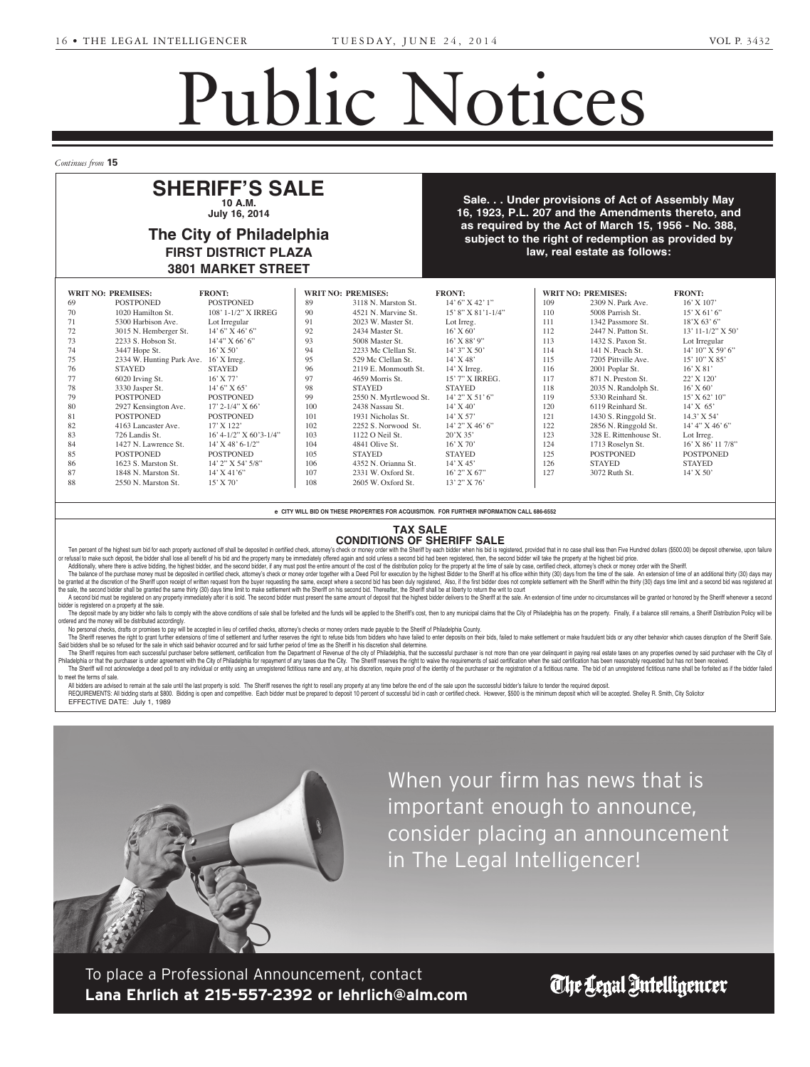# Public Notices

*Continues from* **15**

## SHERIFF'S SALE

**10 A.M.**
**July 16, 2014**

### The City of Philadelphia

**FIRST DISTRICT PLAZA**
**3801 MARKET STREET**

**Sale. . . Under provisions of Act of Assembly May 16, 1923, P.L. 207 and the Amendments thereto, and as required by the Act of March 15, 1956 - No. 388, subject to the right of redemption as provided by law, real estate as follows:**

| WRIT NO: | PREMISES: | FRONT: |
|---|---|---|
| 69 | POSTPONED | POSTPONED |
| 70 | 1020 Hamilton St. | 108' 1-1/2" X IRREG |
| 71 | 5300 Harbison Ave. | Lot Irregular |
| 72 | 3015 N. Hemberger St. | 14' 6" X 46' 6" |
| 73 | 2233 S. Hobson St. | 14'4" X 66' 6" |
| 74 | 3447 Hope St. | 16' X 50' |
| 75 | 2334 W. Hunting Park Ave. | 16' X Irreg. |
| 76 | STAYED | STAYED |
| 77 | 6020 Irving St. | 16' X 77' |
| 78 | 3330 Jasper St. | 14' 6" X 65' |
| 79 | POSTPONED | POSTPONED |
| 80 | 2927 Kensington Ave. | 17' 2-1/4" X 66' |
| 81 | POSTPONED | POSTPONED |
| 82 | 4163 Lancaster Ave. | 17' X 122' |
| 83 | 726 Landis St. | 16' 4-1/2" X 60'3-1/4" |
| 84 | 1427 N. Lawrence St. | 14' X 48' 6-1/2" |
| 85 | POSTPONED | POSTPONED |
| 86 | 1623 S. Marston St. | 14' 2" X 54' 5/8" |
| 87 | 1848 N. Marston St. | 14' X 41'6" |
| 88 | 2550 N. Marston St. | 15' X 70' |
| 89 | 3118 N. Marston St. | 14' 6" X 42' 1" |
| 90 | 4521 N. Marvine St. | 15' 8" X 81'1-1/4" |
| 91 | 2023 W. Master St. | Lot Irreg. |
| 92 | 2434 Master St. | 16' X 60' |
| 93 | 5008 Master St. | 16' X 88' 9" |
| 94 | 2233 Mc Clellan St. | 14' 3" X 50' |
| 95 | 529 Mc Clellan St. | 14' X 48' |
| 96 | 2119 E. Monmouth St. | 14' X Irreg. |
| 97 | 4659 Morris St. | 15' 7" X IRREG. |
| 98 | STAYED | STAYED |
| 99 | 2550 N. Myrtlewood St. | 14' 2" X 51' 6" |
| 100 | 2438 Nassau St. | 14' X 40' |
| 101 | 1931 Nicholas St. | 14' X 57' |
| 102 | 2252 S. Norwood St. | 14' 2" X 46' 6" |
| 103 | 1122 O Neil St. | 20'X 35' |
| 104 | 4841 Olive St. | 16' X 70' |
| 105 | STAYED | STAYED |
| 106 | 4352 N. Orianna St. | 14' X 45' |
| 107 | 2331 W. Oxford St. | 16' 2" X 67" |
| 108 | 2605 W. Oxford St. | 13' 2" X 76' |
| 109 | 2309 N. Park Ave. | 16' X 107' |
| 110 | 5008 Parrish St. | 15' X 61' 6" |
| 111 | 1342 Passmore St. | 18'X 63' 6" |
| 112 | 2447 N. Patton St. | 13' 11-1/2" X 50' |
| 113 | 1432 S. Paxon St. | Lot Irregular |
| 114 | 141 N. Peach St. | 14' 10" X 59' 6" |
| 115 | 7205 Pittville Ave. | 15' 10" X 85' |
| 116 | 2001 Poplar St. | 16' X 81' |
| 117 | 871 N. Preston St. | 22' X 120' |
| 118 | 2035 N. Randolph St. | 16' X 60' |
| 119 | 5330 Reinhard St. | 15' X 62' 10" |
| 120 | 6119 Reinhard St. | 14' X 65' |
| 121 | 1430 S. Ringgold St. | 14.3' X 54' |
| 122 | 2856 N. Ringgold St. | 14' 4" X 46' 6" |
| 123 | 328 E. Rittenhouse St. | Lot Irreg. |
| 124 | 1713 Roselyn St. | 16' X 86' 11 7/8" |
| 125 | POSTPONED | POSTPONED |
| 126 | STAYED | STAYED |
| 127 | 3072 Ruth St. | 14' X 50' |

e CITY WILL BID ON THESE PROPERTIES FOR ACQUISITION. FOR FURTHER INFORMATION CALL 686-6552

### TAX SALE
### CONDITIONS OF SHERIFF SALE

Ten percent of the highest sum bid for each property auctioned off shall be deposited in certified check, attorney's check or money order with the Sheriff by each bidder when his bid is registered, provided that in no case shall less then Five Hundred dollars ($500.00) be deposit otherwise, upon failure or refusal to make such deposit, the bidder shall lose all benefit of his bid and the property many be immediately offered again and sold unless a second bid had been registered, then, the second bidder will take the property at the highest bid price.

Additionally, where there is active bidding, the highest bidder, and the second bidder, if any must post the entire amount of the cost of the distribution policy for the property at the time of sale by case, certified check, attorney's check or money order with the Sheriff.

The balance of the purchase money must be deposited in certified check, attorney's check or money order together with a Deed Poll for execution by the highest Bidder to the Sheriff at his office within thirty (30) days from the time of the sale. An extension of time of an additional thirty (30) days may be granted at the discretion of the Sheriff upon receipt of written request from the buyer requesting the same, except where a second bid has been duly registered, Also, if the first bidder does not complete settlement with the Sheriff within the thirty (30) days time limit and a second bid was registered at the sale, the second bidder shall be granted the same thirty (30) days time limit to make settlement with the Sheriff on his second bid. Thereafter, the Sheriff shall be at liberty to return the writ to court

A second bid must be registered on any property immediately after it is sold. The second bidder must present the same amount of deposit that the highest bidder delivers to the Sheriff at the sale. An extension of time under no circumstances will be granted or honored by the Sheriff whenever a second bidder is registered on a property at the sale.

The deposit made by any bidder who fails to comply with the above conditions of sale shall be forfeited and the funds will be applied to the Sheriff's cost, then to any municipal claims that the City of Philadelphia has on the property. Finally, if a balance still remains, a Sheriff Distribution Policy will be ordered and the money will be distributed accordingly.

No personal checks, drafts or promises to pay will be accepted in lieu of certified checks, attorney's checks or money orders made payable to the Sheriff of Philadelphia County.

The Sheriff reserves the right to grant further extensions of time of settlement and further reserves the right to refuse bids from bidders who have failed to enter deposits on their bids, failed to make settlement or make fraudulent bids or any other behavior which causes disruption of the Sheriff Sale. Said bidders shall be so refused for the sale in which said behavior occurred and for said further period of time as the Sheriff in his discretion shall determine.

The Sheriff requires from each successful purchaser before settlement, certification from the Department of Revenue of the city of Philadelphia, that the successful purchaser is not more than one year delinquent in paying real estate taxes on any properties owned by said purchaser with the City of Philadelphia or that the purchaser is under agreement with the City of Philadelphia for repayment of any taxes due the City. The Sheriff reserves the right to waive the requirements of said certification when the said certification has been reasonably requested but has not been received.

The Sheriff will not acknowledge a deed poll to any individual or entity using an unregistered fictitious name and any, at his discretion, require proof of the identity of the purchaser or the registration of a fictitious name. The bid of an unregistered fictitious name shall be forfeited as if the bidder failed to meet the terms of sale.

All bidders are advised to remain at the sale until the last property is sold. The Sheriff reserves the right to resell any property at any time before the end of the sale upon the successful bidder's failure to tender the required deposit.

REQUIREMENTS: All bidding starts at $800. Bidding is open and competitive. Each bidder must be prepared to deposit 10 percent of successful bid in cash or certified check. However, $500 is the minimum deposit which will be accepted. Shelley R. Smith, City Solicitor

EFFECTIVE DATE: July 1, 1989

When your firm has news that is important enough to announce, consider placing an announcement in The Legal Intelligencer!

To place a Professional Announcement, contact **Lana Ehrlich at 215-557-2392 or lehrlich@alm.com**

The Legal Intelligencer